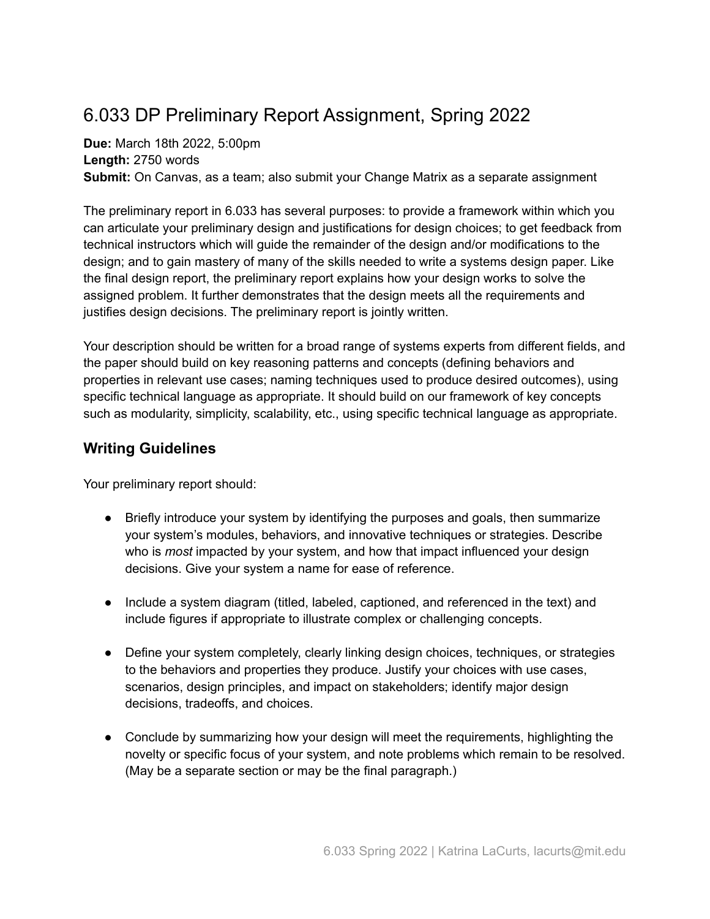# 6.033 DP Preliminary Report Assignment, Spring 2022

**Due:** March 18th 2022, 5:00pm
**Length:** 2750 words
**Submit:** On Canvas, as a team; also submit your Change Matrix as a separate assignment

The preliminary report in 6.033 has several purposes: to provide a framework within which you can articulate your preliminary design and justifications for design choices; to get feedback from technical instructors which will guide the remainder of the design and/or modifications to the design; and to gain mastery of many of the skills needed to write a systems design paper. Like the final design report, the preliminary report explains how your design works to solve the assigned problem. It further demonstrates that the design meets all the requirements and justifies design decisions. The preliminary report is jointly written.

Your description should be written for a broad range of systems experts from different fields, and the paper should build on key reasoning patterns and concepts (defining behaviors and properties in relevant use cases; naming techniques used to produce desired outcomes), using specific technical language as appropriate. It should build on our framework of key concepts such as modularity, simplicity, scalability, etc., using specific technical language as appropriate.

## Writing Guidelines

Your preliminary report should:

- Briefly introduce your system by identifying the purposes and goals, then summarize your system's modules, behaviors, and innovative techniques or strategies. Describe who is *most* impacted by your system, and how that impact influenced your design decisions. Give your system a name for ease of reference.

- Include a system diagram (titled, labeled, captioned, and referenced in the text) and include figures if appropriate to illustrate complex or challenging concepts.

- Define your system completely, clearly linking design choices, techniques, or strategies to the behaviors and properties they produce. Justify your choices with use cases, scenarios, design principles, and impact on stakeholders; identify major design decisions, tradeoffs, and choices.

- Conclude by summarizing how your design will meet the requirements, highlighting the novelty or specific focus of your system, and note problems which remain to be resolved. (May be a separate section or may be the final paragraph.)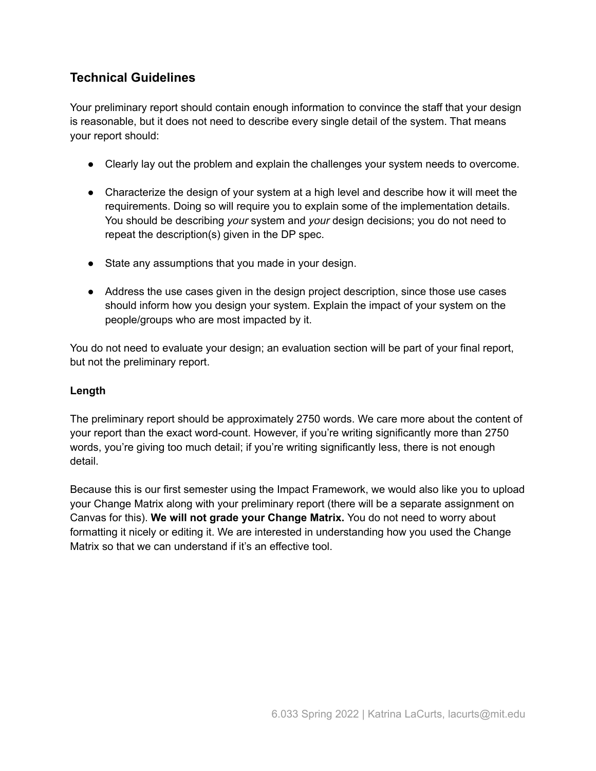## Technical Guidelines

Your preliminary report should contain enough information to convince the staff that your design is reasonable, but it does not need to describe every single detail of the system. That means your report should:

- Clearly lay out the problem and explain the challenges your system needs to overcome.
- Characterize the design of your system at a high level and describe how it will meet the requirements. Doing so will require you to explain some of the implementation details. You should be describing *your* system and *your* design decisions; you do not need to repeat the description(s) given in the DP spec.
- State any assumptions that you made in your design.
- Address the use cases given in the design project description, since those use cases should inform how you design your system. Explain the impact of your system on the people/groups who are most impacted by it.

You do not need to evaluate your design; an evaluation section will be part of your final report, but not the preliminary report.

**Length**

The preliminary report should be approximately 2750 words. We care more about the content of your report than the exact word-count. However, if you're writing significantly more than 2750 words, you're giving too much detail; if you're writing significantly less, there is not enough detail.

Because this is our first semester using the Impact Framework, we would also like you to upload your Change Matrix along with your preliminary report (there will be a separate assignment on Canvas for this). **We will not grade your Change Matrix.** You do not need to worry about formatting it nicely or editing it. We are interested in understanding how you used the Change Matrix so that we can understand if it's an effective tool.